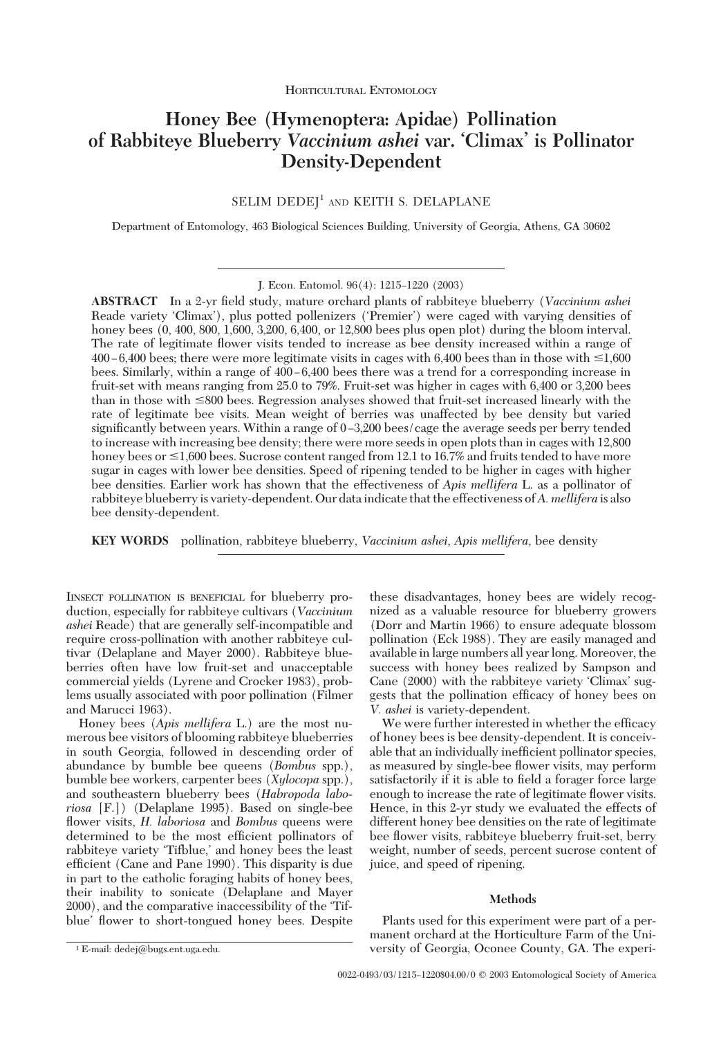HORTICULTURAL ENTOMOLOGY

# Honey Bee (Hymenoptera: Apidae) Pollination of Rabbiteye Blueberry *Vaccinium ashei* var. 'Climax' is Pollinator Density-Dependent

SELIM DEDEJ[1] AND KEITH S. DELAPLANE

Department of Entomology, 463 Biological Sciences Building, University of Georgia, Athens, GA 30602

J. Econ. Entomol. 96(4): 1215–1220 (2003)

**ABSTRACT** In a 2-yr field study, mature orchard plants of rabbiteye blueberry (*Vaccinium ashei* Reade variety 'Climax'), plus potted pollenizers ('Premier') were caged with varying densities of honey bees (0, 400, 800, 1,600, 3,200, 6,400, or 12,800 bees plus open plot) during the bloom interval. The rate of legitimate flower visits tended to increase as bee density increased within a range of 400–6,400 bees; there were more legitimate visits in cages with 6,400 bees than in those with ≤1,600 bees. Similarly, within a range of 400–6,400 bees there was a trend for a corresponding increase in fruit-set with means ranging from 25.0 to 79%. Fruit-set was higher in cages with 6,400 or 3,200 bees than in those with ≤800 bees. Regression analyses showed that fruit-set increased linearly with the rate of legitimate bee visits. Mean weight of berries was unaffected by bee density but varied significantly between years. Within a range of 0–3,200 bees/cage the average seeds per berry tended to increase with increasing bee density; there were more seeds in open plots than in cages with 12,800 honey bees or ≤1,600 bees. Sucrose content ranged from 12.1 to 16.7% and fruits tended to have more sugar in cages with lower bee densities. Speed of ripening tended to be higher in cages with higher bee densities. Earlier work has shown that the effectiveness of *Apis mellifera* L. as a pollinator of rabbiteye blueberry is variety-dependent. Our data indicate that the effectiveness of *A. mellifera* is also bee density-dependent.

**KEY WORDS** pollination, rabbiteye blueberry, *Vaccinium ashei*, *Apis mellifera*, bee density

INSECT POLLINATION IS BENEFICIAL for blueberry production, especially for rabbiteye cultivars (*Vaccinium ashei* Reade) that are generally self-incompatible and require cross-pollination with another rabbiteye cultivar (Delaplane and Mayer 2000). Rabbiteye blueberries often have low fruit-set and unacceptable commercial yields (Lyrene and Crocker 1983), problems usually associated with poor pollination (Filmer and Marucci 1963).

Honey bees (*Apis mellifera* L.) are the most numerous bee visitors of blooming rabbiteye blueberries in south Georgia, followed in descending order of abundance by bumble bee queens (*Bombus* spp.), bumble bee workers, carpenter bees (*Xylocopa* spp.), and southeastern blueberry bees (*Habropoda laboriosa* [F.]) (Delaplane 1995). Based on single-bee flower visits, *H. laboriosa* and *Bombus* queens were determined to be the most efficient pollinators of rabbiteye variety 'Tifblue,' and honey bees the least efficient (Cane and Pane 1990). This disparity is due in part to the catholic foraging habits of honey bees, their inability to sonicate (Delaplane and Mayer 2000), and the comparative inaccessibility of the 'Tifblue' flower to short-tongued honey bees. Despite these disadvantages, honey bees are widely recognized as a valuable resource for blueberry growers (Dorr and Martin 1966) to ensure adequate blossom pollination (Eck 1988). They are easily managed and available in large numbers all year long. Moreover, the success with honey bees realized by Sampson and Cane (2000) with the rabbiteye variety 'Climax' suggests that the pollination efficacy of honey bees on *V. ashei* is variety-dependent.

We were further interested in whether the efficacy of honey bees is bee density-dependent. It is conceivable that an individually inefficient pollinator species, as measured by single-bee flower visits, may perform satisfactorily if it is able to field a forager force large enough to increase the rate of legitimate flower visits. Hence, in this 2-yr study we evaluated the effects of different honey bee densities on the rate of legitimate bee flower visits, rabbiteye blueberry fruit-set, berry weight, number of seeds, percent sucrose content of juice, and speed of ripening.

## Methods

Plants used for this experiment were part of a permanent orchard at the Horticulture Farm of the University of Georgia, Oconee County, GA. The experi-

[1] E-mail: dedej@bugs.ent.uga.edu.

0022-0493/03/1215–1220$04.00/0 © 2003 Entomological Society of America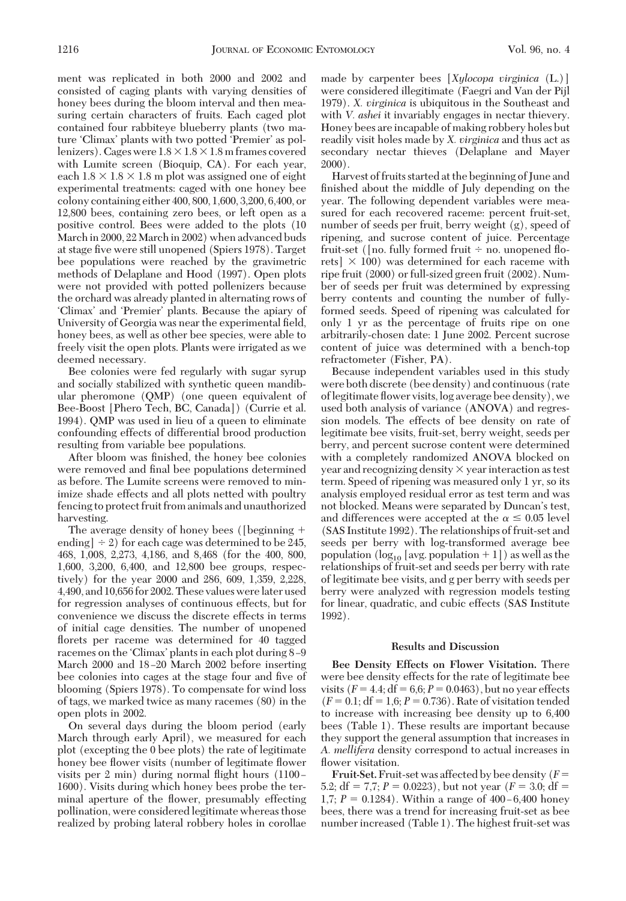ment was replicated in both 2000 and 2002 and consisted of caging plants with varying densities of honey bees during the bloom interval and then measuring certain characters of fruits. Each caged plot contained four rabbiteye blueberry plants (two mature 'Climax' plants with two potted 'Premier' as pollenizers). Cages were $1.8 \times 1.8 \times 1.8$ m frames covered with Lumite screen (Bioquip, CA). For each year, each $1.8 \times 1.8 \times 1.8$ m plot was assigned one of eight experimental treatments: caged with one honey bee colony containing either 400, 800, 1,600, 3,200, 6,400, or 12,800 bees, containing zero bees, or left open as a positive control. Bees were added to the plots (10 March in 2000, 22 March in 2002) when advanced buds at stage five were still unopened (Spiers 1978). Target bee populations were reached by the gravimetric methods of Delaplane and Hood (1997). Open plots were not provided with potted pollenizers because the orchard was already planted in alternating rows of 'Climax' and 'Premier' plants. Because the apiary of University of Georgia was near the experimental field, honey bees, as well as other bee species, were able to freely visit the open plots. Plants were irrigated as we deemed necessary.

Bee colonies were fed regularly with sugar syrup and socially stabilized with synthetic queen mandibular pheromone (QMP) (one queen equivalent of Bee-Boost [Phero Tech, BC, Canada]) (Currie et al. 1994). QMP was used in lieu of a queen to eliminate confounding effects of differential brood production resulting from variable bee populations.

After bloom was finished, the honey bee colonies were removed and final bee populations determined as before. The Lumite screens were removed to minimize shade effects and all plots netted with poultry fencing to protect fruit from animals and unauthorized harvesting.

The average density of honey bees ([beginning + ending] ÷ 2) for each cage was determined to be 245, 468, 1,008, 2,273, 4,186, and 8,468 (for the 400, 800, 1,600, 3,200, 6,400, and 12,800 bee groups, respectively) for the year 2000 and 286, 609, 1,359, 2,228, 4,490, and 10,656 for 2002. These values were later used for regression analyses of continuous effects, but for convenience we discuss the discrete effects in terms of initial cage densities. The number of unopened florets per raceme was determined for 40 tagged racemes on the 'Climax' plants in each plot during 8–9 March 2000 and 18–20 March 2002 before inserting bee colonies into cages at the stage four and five of blooming (Spiers 1978). To compensate for wind loss of tags, we marked twice as many racemes (80) in the open plots in 2002.

On several days during the bloom period (early March through early April), we measured for each plot (excepting the 0 bee plots) the rate of legitimate honey bee flower visits (number of legitimate flower visits per 2 min) during normal flight hours (1100–1600). Visits during which honey bees probe the terminal aperture of the flower, presumably effecting pollination, were considered legitimate whereas those realized by probing lateral robbery holes in corollae made by carpenter bees [*Xylocopa virginica* (L.)] were considered illegitimate (Faegri and Van der Pijl 1979). *X. virginica* is ubiquitous in the Southeast and with *V. ashei* it invariably engages in nectar thievery. Honey bees are incapable of making robbery holes but readily visit holes made by *X. virginica* and thus act as secondary nectar thieves (Delaplane and Mayer 2000).

Harvest of fruits started at the beginning of June and finished about the middle of July depending on the year. The following dependent variables were measured for each recovered raceme: percent fruit-set, number of seeds per fruit, berry weight (g), speed of ripening, and sucrose content of juice. Percentage fruit-set ([no. fully formed fruit ÷ no. unopened florets] × 100) was determined for each raceme with ripe fruit (2000) or full-sized green fruit (2002). Number of seeds per fruit was determined by expressing berry contents and counting the number of fully-formed seeds. Speed of ripening was calculated for only 1 yr as the percentage of fruits ripe on one arbitrarily-chosen date: 1 June 2002. Percent sucrose content of juice was determined with a bench-top refractometer (Fisher, PA).

Because independent variables used in this study were both discrete (bee density) and continuous (rate of legitimate flower visits, log average bee density), we used both analysis of variance (ANOVA) and regression models. The effects of bee density on rate of legitimate bee visits, fruit-set, berry weight, seeds per berry, and percent sucrose content were determined with a completely randomized ANOVA blocked on year and recognizing density × year interaction as test term. Speed of ripening was measured only 1 yr, so its analysis employed residual error as test term and was not blocked. Means were separated by Duncan's test, and differences were accepted at the $\alpha \leq 0.05$ level (SAS Institute 1992). The relationships of fruit-set and seeds per berry with log-transformed average bee population ($\log_{10}$ [avg. population + 1]) as well as the relationships of fruit-set and seeds per berry with rate of legitimate bee visits, and g per berry with seeds per berry were analyzed with regression models testing for linear, quadratic, and cubic effects (SAS Institute 1992).

## Results and Discussion

**Bee Density Effects on Flower Visitation.** There were bee density effects for the rate of legitimate bee visits ($F = 4.4$; df = 6,6; $P = 0.0463$), but no year effects ($F = 0.1$; df = 1,6; $P = 0.736$). Rate of visitation tended to increase with increasing bee density up to 6,400 bees (Table 1). These results are important because they support the general assumption that increases in *A. mellifera* density correspond to actual increases in flower visitation.

**Fruit-Set.** Fruit-set was affected by bee density ($F = 5.2$; df = 7,7; $P = 0.0223$), but not year ($F = 3.0$; df = 1,7; $P = 0.1284$). Within a range of 400–6,400 honey bees, there was a trend for increasing fruit-set as bee number increased (Table 1). The highest fruit-set was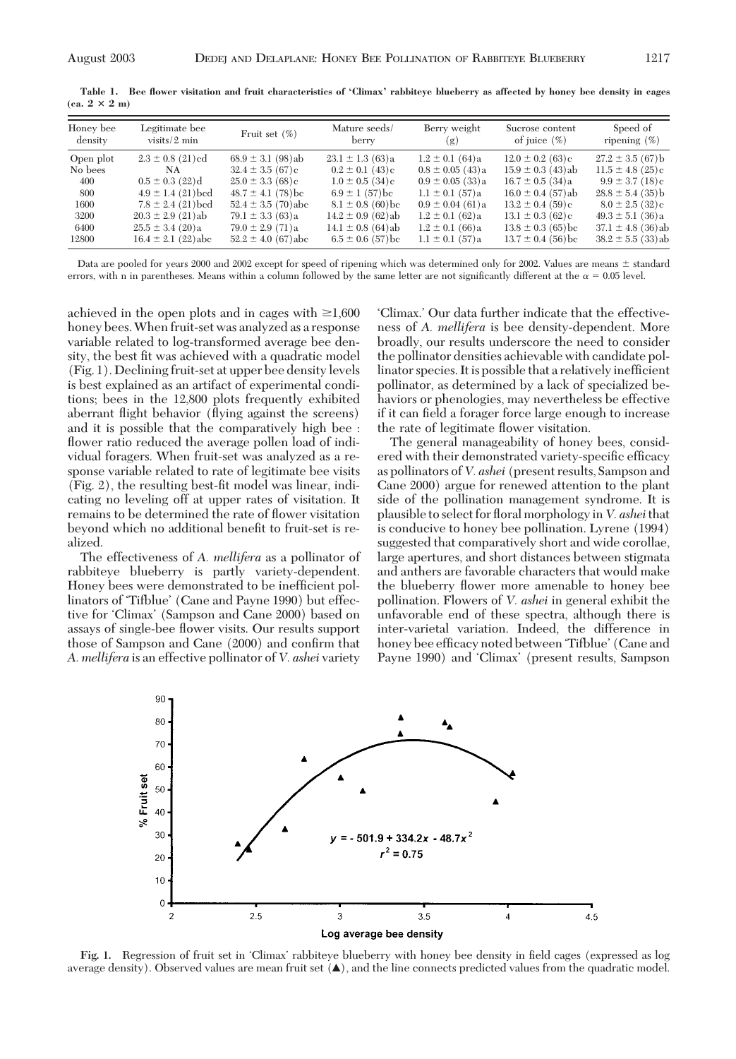**Table 1. Bee flower visitation and fruit characteristics of 'Climax' rabbiteye blueberry as affected by honey bee density in cages (ca. 2 × 2 m)**

| Honey bee density | Legitimate bee visits/2 min | Fruit set (%) | Mature seeds/berry | Berry weight (g) | Sucrose content of juice (%) | Speed of ripening (%) |
|---|---|---|---|---|---|---|
| Open plot | 2.3 ± 0.8 (21)cd | 68.9 ± 3.1 (98)ab | 23.1 ± 1.3 (63)a | 1.2 ± 0.1 (64)a | 12.0 ± 0.2 (63)c | 27.2 ± 3.5 (67)b |
| No bees | NA | 32.4 ± 3.5 (67)c | 0.2 ± 0.1 (43)c | 0.8 ± 0.05 (43)a | 15.9 ± 0.3 (43)ab | 11.5 ± 4.8 (25)c |
| 400 | 0.5 ± 0.3 (22)d | 25.0 ± 3.3 (68)c | 1.0 ± 0.5 (34)c | 0.9 ± 0.05 (33)a | 16.7 ± 0.5 (34)a | 9.9 ± 3.7 (18)c |
| 800 | 4.9 ± 1.4 (21)bcd | 48.7 ± 4.1 (78)bc | 6.9 ± 1 (57)bc | 1.1 ± 0.1 (57)a | 16.0 ± 0.4 (57)ab | 28.8 ± 5.4 (35)b |
| 1600 | 7.8 ± 2.4 (21)bcd | 52.4 ± 3.5 (70)abc | 8.1 ± 0.8 (60)bc | 0.9 ± 0.04 (61)a | 13.2 ± 0.4 (59)c | 8.0 ± 2.5 (32)c |
| 3200 | 20.3 ± 2.9 (21)ab | 79.1 ± 3.3 (63)a | 14.2 ± 0.9 (62)ab | 1.2 ± 0.1 (62)a | 13.1 ± 0.3 (62)c | 49.3 ± 5.1 (36)a |
| 6400 | 25.5 ± 3.4 (20)a | 79.0 ± 2.9 (71)a | 14.1 ± 0.8 (64)ab | 1.2 ± 0.1 (66)a | 13.8 ± 0.3 (65)bc | 37.1 ± 4.8 (36)ab |
| 12800 | 16.4 ± 2.1 (22)abc | 52.2 ± 4.0 (67)abc | 6.5 ± 0.6 (57)bc | 1.1 ± 0.1 (57)a | 13.7 ± 0.4 (56)bc | 38.2 ± 5.5 (33)ab |

Data are pooled for years 2000 and 2002 except for speed of ripening which was determined only for 2002. Values are means ± standard errors, with n in parentheses. Means within a column followed by the same letter are not significantly different at the $\alpha = 0.05$ level.

achieved in the open plots and in cages with ≥1,600 honey bees. When fruit-set was analyzed as a response variable related to log-transformed average bee density, the best fit was achieved with a quadratic model (Fig. 1). Declining fruit-set at upper bee density levels is best explained as an artifact of experimental conditions; bees in the 12,800 plots frequently exhibited aberrant flight behavior (flying against the screens) and it is possible that the comparatively high bee : flower ratio reduced the average pollen load of individual foragers. When fruit-set was analyzed as a response variable related to rate of legitimate bee visits (Fig. 2), the resulting best-fit model was linear, indicating no leveling off at upper rates of visitation. It remains to be determined the rate of flower visitation beyond which no additional benefit to fruit-set is realized.

The effectiveness of *A. mellifera* as a pollinator of rabbiteye blueberry is partly variety-dependent. Honey bees were demonstrated to be inefficient pollinators of 'Tifblue' (Cane and Payne 1990) but effective for 'Climax' (Sampson and Cane 2000) based on assays of single-bee flower visits. Our results support those of Sampson and Cane (2000) and confirm that *A. mellifera* is an effective pollinator of *V. ashei* variety 'Climax.' Our data further indicate that the effectiveness of *A. mellifera* is bee density-dependent. More broadly, our results underscore the need to consider the pollinator densities achievable with candidate pollinator species. It is possible that a relatively inefficient pollinator, as determined by a lack of specialized behaviors or phenologies, may nevertheless be effective if it can field a forager force large enough to increase the rate of legitimate flower visitation.

The general manageability of honey bees, considered with their demonstrated variety-specific efficacy as pollinators of *V. ashei* (present results, Sampson and Cane 2000) argue for renewed attention to the plant side of the pollination management syndrome. It is plausible to select for floral morphology in *V. ashei* that is conducive to honey bee pollination. Lyrene (1994) suggested that comparatively short and wide corollae, large apertures, and short distances between stigmata and anthers are favorable characters that would make the blueberry flower more amenable to honey bee pollination. Flowers of *V. ashei* in general exhibit the unfavorable end of these spectra, although there is inter-varietal variation. Indeed, the difference in honey bee efficacy noted between 'Tifblue' (Cane and Payne 1990) and 'Climax' (present results, Sampson

$$y = -501.9 + 334.2x - 48.7x^2$$
$$r^2 = 0.75$$

**Fig. 1.** Regression of fruit set in 'Climax' rabbiteye blueberry with honey bee density in field cages (expressed as log average density). Observed values are mean fruit set (▲), and the line connects predicted values from the quadratic model.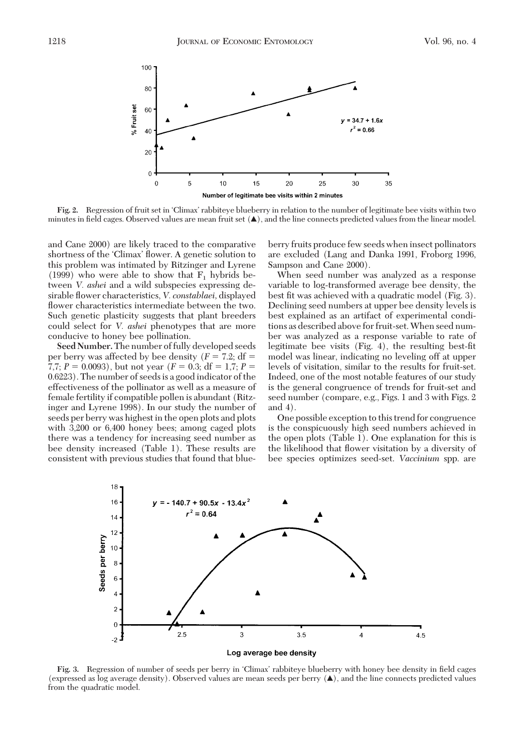Fig. 2. Regression of fruit set in 'Climax' rabbiteye blueberry in relation to the number of legitimate bee visits within two minutes in field cages. Observed values are mean fruit set (▲), and the line connects predicted values from the linear model.

and Cane 2000) are likely traced to the comparative shortness of the 'Climax' flower. A genetic solution to this problem was intimated by Ritzinger and Lyrene (1999) who were able to show that $F_1$ hybrids between *V. ashei* and a wild subspecies expressing desirable flower characteristics, *V. constablaei*, displayed flower characteristics intermediate between the two. Such genetic plasticity suggests that plant breeders could select for *V. ashei* phenotypes that are more conducive to honey bee pollination.

**Seed Number.** The number of fully developed seeds per berry was affected by bee density ($F = 7.2$; df = 7,7; $P = 0.0093$), but not year ($F = 0.3$; df = 1,7; $P = 0.6223$). The number of seeds is a good indicator of the effectiveness of the pollinator as well as a measure of female fertility if compatible pollen is abundant (Ritzinger and Lyrene 1998). In our study the number of seeds per berry was highest in the open plots and plots with 3,200 or 6,400 honey bees; among caged plots there was a tendency for increasing seed number as bee density increased (Table 1). These results are consistent with previous studies that found that blueberry fruits produce few seeds when insect pollinators are excluded (Lang and Danka 1991, Froborg 1996, Sampson and Cane 2000).

When seed number was analyzed as a response variable to log-transformed average bee density, the best fit was achieved with a quadratic model (Fig. 3). Declining seed numbers at upper bee density levels is best explained as an artifact of experimental conditions as described above for fruit-set. When seed number was analyzed as a response variable to rate of legitimate bee visits (Fig. 4), the resulting best-fit model was linear, indicating no leveling off at upper levels of visitation, similar to the results for fruit-set. Indeed, one of the most notable features of our study is the general congruence of trends for fruit-set and seed number (compare, e.g., Figs. 1 and 3 with Figs. 2 and 4).

One possible exception to this trend for congruence is the conspicuously high seed numbers achieved in the open plots (Table 1). One explanation for this is the likelihood that flower visitation by a diversity of bee species optimizes seed-set. *Vaccinium* spp. are

Fig. 3. Regression of number of seeds per berry in 'Climax' rabbiteye blueberry with honey bee density in field cages (expressed as log average density). Observed values are mean seeds per berry (▲), and the line connects predicted values from the quadratic model.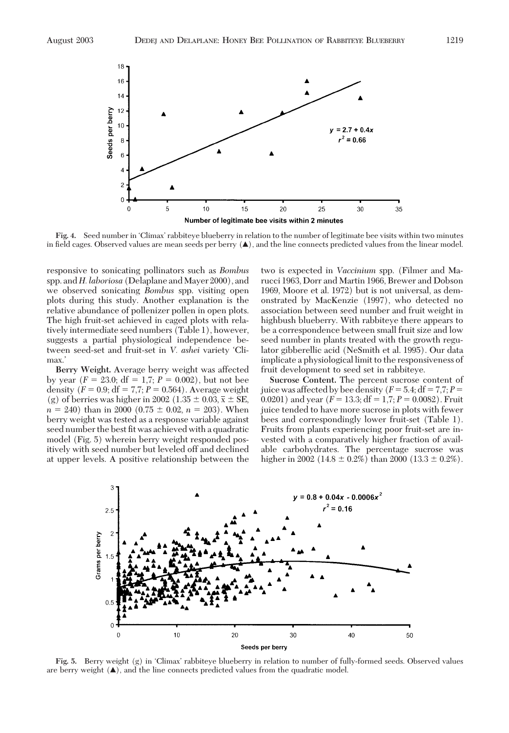**Fig. 4.** Seed number in 'Climax' rabbiteye blueberry in relation to the number of legitimate bee visits within two minutes in field cages. Observed values are mean seeds per berry (▲), and the line connects predicted values from the linear model.

responsive to sonicating pollinators such as *Bombus* spp. and *H. laboriosa* (Delaplane and Mayer 2000), and we observed sonicating *Bombus* spp. visiting open plots during this study. Another explanation is the relative abundance of pollenizer pollen in open plots. The high fruit-set achieved in caged plots with relatively intermediate seed numbers (Table 1), however, suggests a partial physiological independence between seed-set and fruit-set in *V. ashei* variety 'Climax.'

**Berry Weight.** Average berry weight was affected by year ($F = 23.0$; df = 1,7; $P = 0.002$), but not bee density ($F = 0.9$; df = 7,7; $P = 0.564$). Average weight (g) of berries was higher in 2002 ($1.35 \pm 0.03$, $\bar{x} \pm$ SE, $n = 240$) than in 2000 ($0.75 \pm 0.02$, $n = 203$). When berry weight was tested as a response variable against seed number the best fit was achieved with a quadratic model (Fig. 5) wherein berry weight responded positively with seed number but leveled off and declined at upper levels. A positive relationship between the two is expected in *Vaccinium* spp. (Filmer and Marucci 1963, Dorr and Martin 1966, Brewer and Dobson 1969, Moore et al. 1972) but is not universal, as demonstrated by MacKenzie (1997), who detected no association between seed number and fruit weight in highbush blueberry. With rabbiteye there appears to be a correspondence between small fruit size and low seed number in plants treated with the growth regulator gibberellic acid (NeSmith et al. 1995). Our data implicate a physiological limit to the responsiveness of fruit development to seed set in rabbiteye.

**Sucrose Content.** The percent sucrose content of juice was affected by bee density ($F = 5.4$; df = 7,7; $P = 0.0201$) and year ($F = 13.3$; df = 1,7; $P = 0.0082$). Fruit juice tended to have more sucrose in plots with fewer bees and correspondingly lower fruit-set (Table 1). Fruits from plants experiencing poor fruit-set are invested with a comparatively higher fraction of available carbohydrates. The percentage sucrose was higher in 2002 ($14.8 \pm 0.2\%$) than 2000 ($13.3 \pm 0.2\%$).

**Fig. 5.** Berry weight (g) in 'Climax' rabbiteye blueberry in relation to number of fully-formed seeds. Observed values are berry weight (▲), and the line connects predicted values from the quadratic model.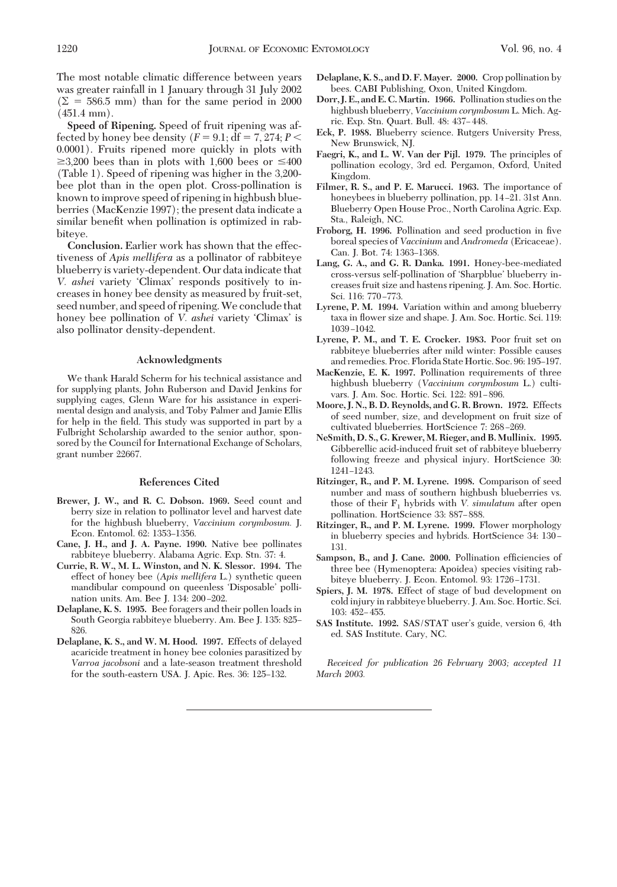The most notable climatic difference between years was greater rainfall in 1 January through 31 July 2002 ($\Sigma$ = 586.5 mm) than for the same period in 2000 (451.4 mm).

**Speed of Ripening.** Speed of fruit ripening was affected by honey bee density ($F = 9.1$; df = 7, 274; $P < 0.0001$). Fruits ripened more quickly in plots with $\geq$3,200 bees than in plots with 1,600 bees or $\leq$400 (Table 1). Speed of ripening was higher in the 3,200-bee plot than in the open plot. Cross-pollination is known to improve speed of ripening in highbush blueberries (MacKenzie 1997); the present data indicate a similar benefit when pollination is optimized in rabbiteye.

**Conclusion.** Earlier work has shown that the effectiveness of *Apis mellifera* as a pollinator of rabbiteye blueberry is variety-dependent. Our data indicate that *V. ashei* variety 'Climax' responds positively to increases in honey bee density as measured by fruit-set, seed number, and speed of ripening. We conclude that honey bee pollination of *V. ashei* variety 'Climax' is also pollinator density-dependent.

## Acknowledgments

We thank Harald Scherm for his technical assistance and for supplying plants, John Ruberson and David Jenkins for supplying cages, Glenn Ware for his assistance in experimental design and analysis, and Toby Palmer and Jamie Ellis for help in the field. This study was supported in part by a Fulbright Scholarship awarded to the senior author, sponsored by the Council for International Exchange of Scholars, grant number 22667.

## References Cited

**Brewer, J. W., and R. C. Dobson. 1969.** Seed count and berry size in relation to pollinator level and harvest date for the highbush blueberry, *Vaccinium corymbosum.* J. Econ. Entomol. 62: 1353–1356.

**Cane, J. H., and J. A. Payne. 1990.** Native bee pollinates rabbiteye blueberry. Alabama Agric. Exp. Stn. 37: 4.

**Currie, R. W., M. L. Winston, and N. K. Slessor. 1994.** The effect of honey bee (*Apis mellifera* L.) synthetic queen mandibular compound on queenless 'Disposable' pollination units. Am. Bee J. 134: 200–202.

**Delaplane, K. S. 1995.** Bee foragers and their pollen loads in South Georgia rabbiteye blueberry. Am. Bee J. 135: 825–826.

**Delaplane, K. S., and W. M. Hood. 1997.** Effects of delayed acaricide treatment in honey bee colonies parasitized by *Varroa jacobsoni* and a late-season treatment threshold for the south-eastern USA. J. Apic. Res. 36: 125–132.

**Delaplane, K. S., and D. F. Mayer. 2000.** Crop pollination by bees. CABI Publishing, Oxon, United Kingdom.

**Dorr, J. E., and E. C. Martin. 1966.** Pollination studies on the highbush blueberry, *Vaccinium corymbosum* L. Mich. Agric. Exp. Stn. Quart. Bull. 48: 437–448.

**Eck, P. 1988.** Blueberry science. Rutgers University Press, New Brunswick, NJ.

**Faegri, K., and L. W. Van der Pijl. 1979.** The principles of pollination ecology, 3rd ed. Pergamon, Oxford, United Kingdom.

**Filmer, R. S., and P. E. Marucci. 1963.** The importance of honeybees in blueberry pollination, pp. 14–21. 31st Ann. Blueberry Open House Proc., North Carolina Agric. Exp. Sta., Raleigh, NC.

**Froborg, H. 1996.** Pollination and seed production in five boreal species of *Vaccinium* and *Andromeda* (Ericaceae). Can. J. Bot. 74: 1363–1368.

**Lang, G. A., and R. G. Danka. 1991.** Honey-bee-mediated cross-versus self-pollination of 'Sharpblue' blueberry increases fruit size and hastens ripening. J. Am. Soc. Hortic. Sci. 116: 770–773.

**Lyrene, P. M. 1994.** Variation within and among blueberry taxa in flower size and shape. J. Am. Soc. Hortic. Sci. 119: 1039–1042.

**Lyrene, P. M., and T. E. Crocker. 1983.** Poor fruit set on rabbiteye blueberries after mild winter: Possible causes and remedies. Proc. Florida State Hortic. Soc. 96: 195–197.

**MacKenzie, E. K. 1997.** Pollination requirements of three highbush blueberry (*Vaccinium corymbosum* L.) cultivars. J. Am. Soc. Hortic. Sci. 122: 891–896.

**Moore, J. N., B. D. Reynolds, and G. R. Brown. 1972.** Effects of seed number, size, and development on fruit size of cultivated blueberries. HortScience 7: 268–269.

**NeSmith, D. S., G. Krewer, M. Rieger, and B. Mullinix. 1995.** Gibberellic acid-induced fruit set of rabbiteye blueberry following freeze and physical injury. HortScience 30: 1241–1243.

**Ritzinger, R., and P. M. Lyrene. 1998.** Comparison of seed number and mass of southern highbush blueberries vs. those of their $F_1$ hybrids with *V. simulatum* after open pollination. HortScience 33: 887–888.

**Ritzinger, R., and P. M. Lyrene. 1999.** Flower morphology in blueberry species and hybrids. HortScience 34: 130–131.

**Sampson, B., and J. Cane. 2000.** Pollination efficiencies of three bee (Hymenoptera: Apoidea) species visiting rabbiteye blueberry. J. Econ. Entomol. 93: 1726–1731.

**Spiers, J. M. 1978.** Effect of stage of bud development on cold injury in rabbiteye blueberry. J. Am. Soc. Hortic. Sci. 103: 452–455.

**SAS Institute. 1992.** SAS/STAT user's guide, version 6, 4th ed. SAS Institute. Cary, NC.

*Received for publication 26 February 2003; accepted 11 March 2003.*